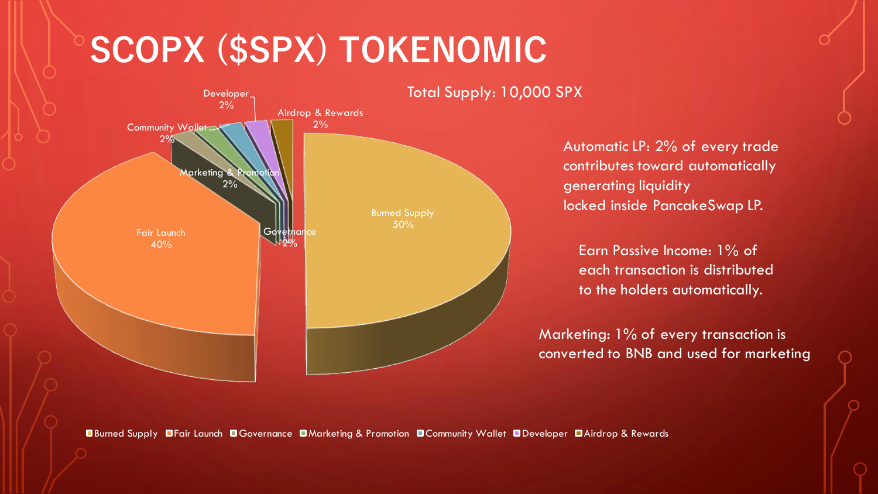# SCOPX ($SPX) TOKENOMIC

Total Supply: 10,000 SPX

| Allocation | Share |
|---|---|
| Burned Supply | 50% |
| Fair Launch | 40% |
| Governance | 2% |
| Marketing & Promotion | 2% |
| Community Wallet | 2% |
| Developer | 2% |
| Airdrop & Rewards | 2% |

Automatic LP: 2% of every trade contributes toward automatically generating liquidity locked inside PancakeSwap LP.

Earn Passive Income: 1% of each transaction is distributed to the holders automatically.

Marketing: 1% of every transaction is converted to BNB and used for marketing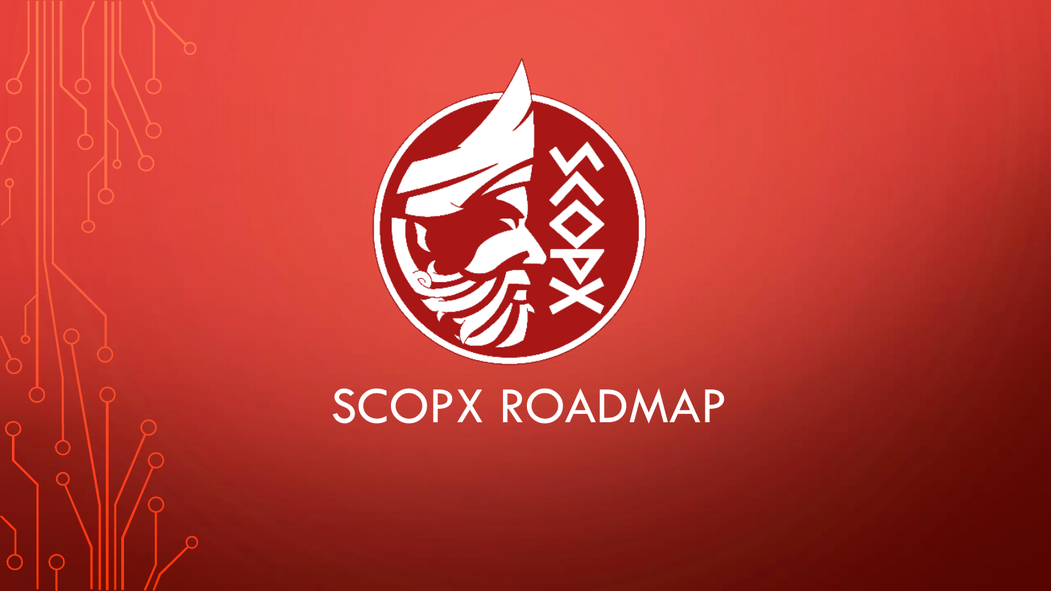# SCOPX ROADMAP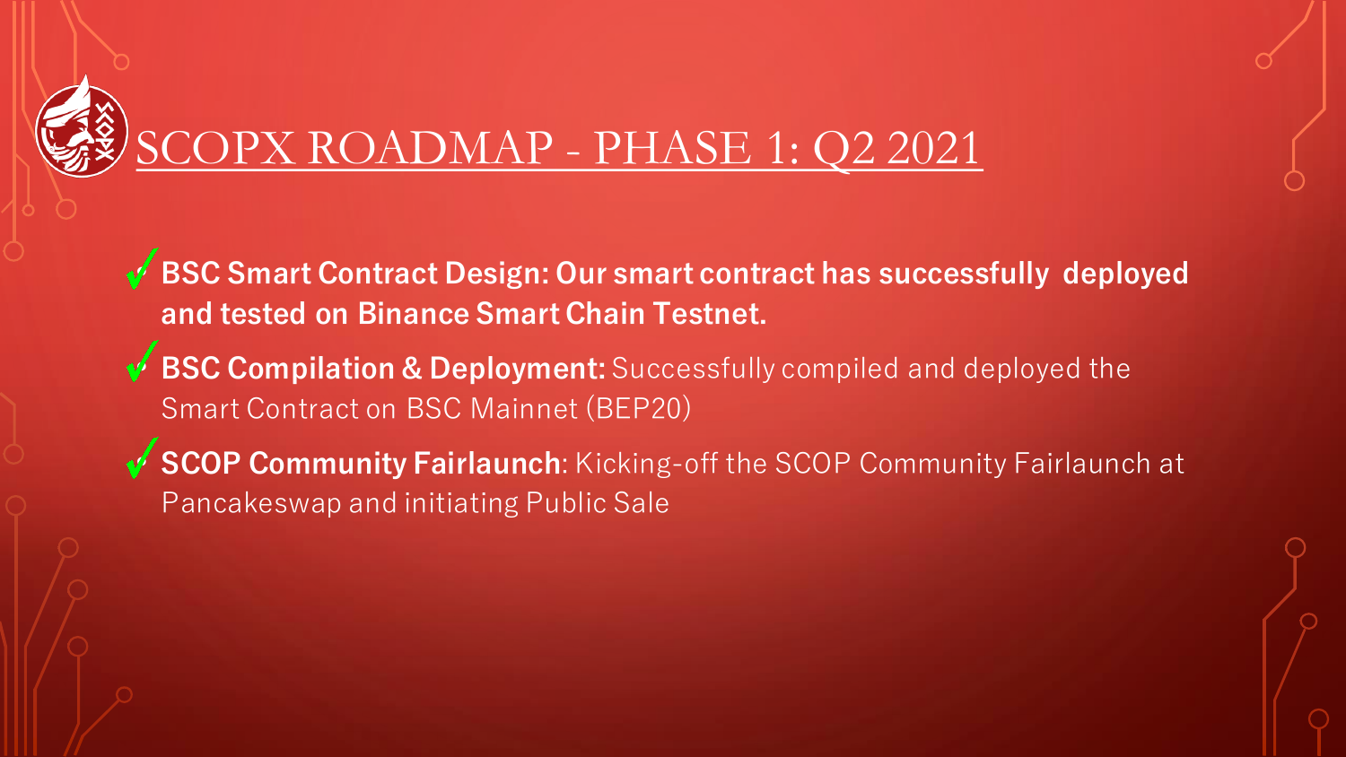# SCOPX ROADMAP - PHASE 1: Q2 2021

- ✓ **BSC Smart Contract Design: Our smart contract has successfully deployed and tested on Binance Smart Chain Testnet.**
- ✓ **BSC Compilation & Deployment:** Successfully compiled and deployed the Smart Contract on BSC Mainnet (BEP20)
- ✓ **SCOP Community Fairlaunch**: Kicking-off the SCOP Community Fairlaunch at Pancakeswap and initiating Public Sale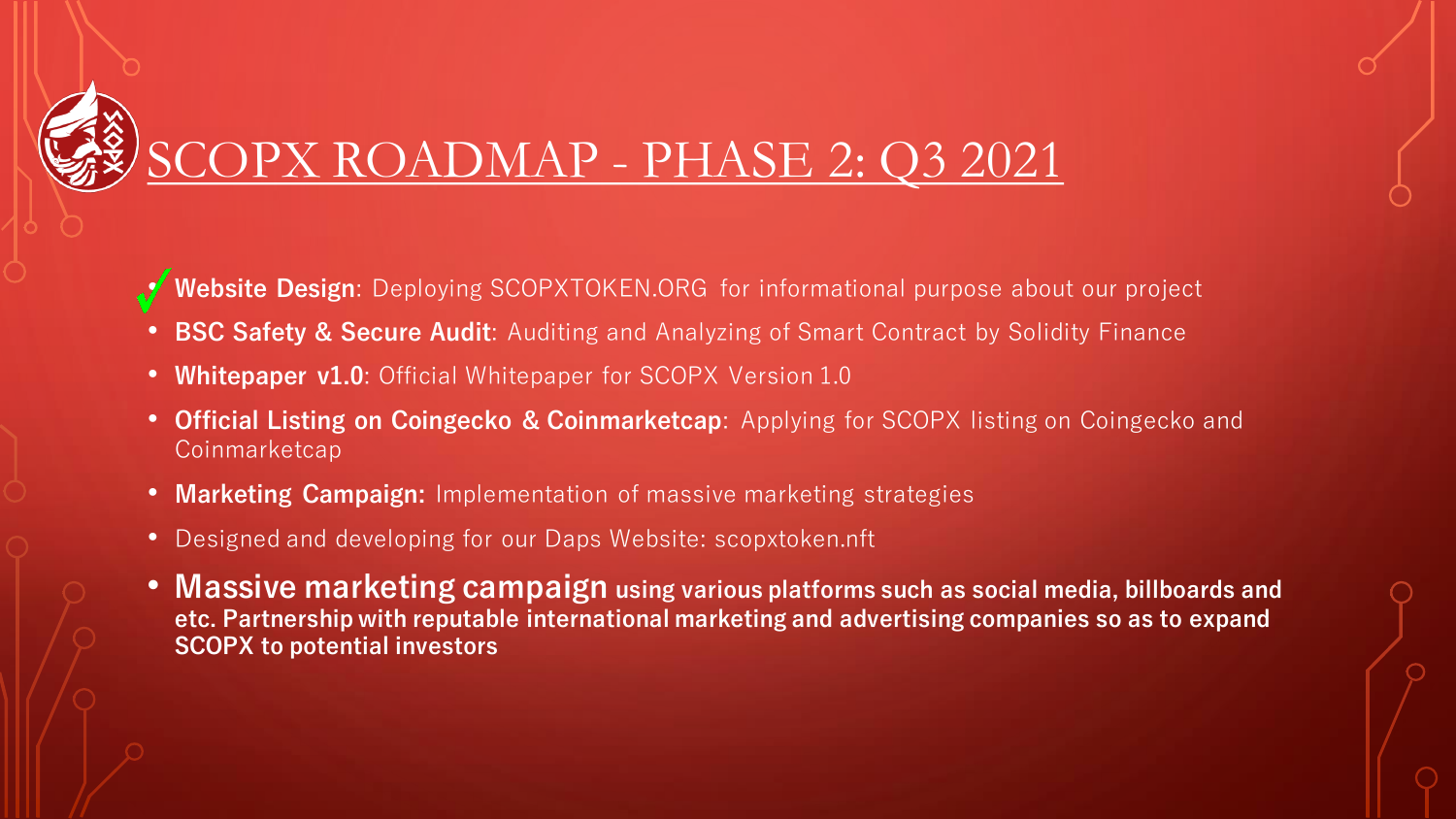# SCOPX ROADMAP - PHASE 2: Q3 2021

- ✓ **Website Design**: Deploying SCOPXTOKEN.ORG for informational purpose about our project
- **BSC Safety & Secure Audit**: Auditing and Analyzing of Smart Contract by Solidity Finance
- **Whitepaper v1.0**: Official Whitepaper for SCOPX Version 1.0
- **Official Listing on Coingecko & Coinmarketcap**: Applying for SCOPX listing on Coingecko and Coinmarketcap
- **Marketing Campaign:** Implementation of massive marketing strategies
- Designed and developing for our Daps Website: scopxtoken.nft
- **Massive marketing campaign using various platforms such as social media, billboards and etc. Partnership with reputable international marketing and advertising companies so as to expand SCOPX to potential investors**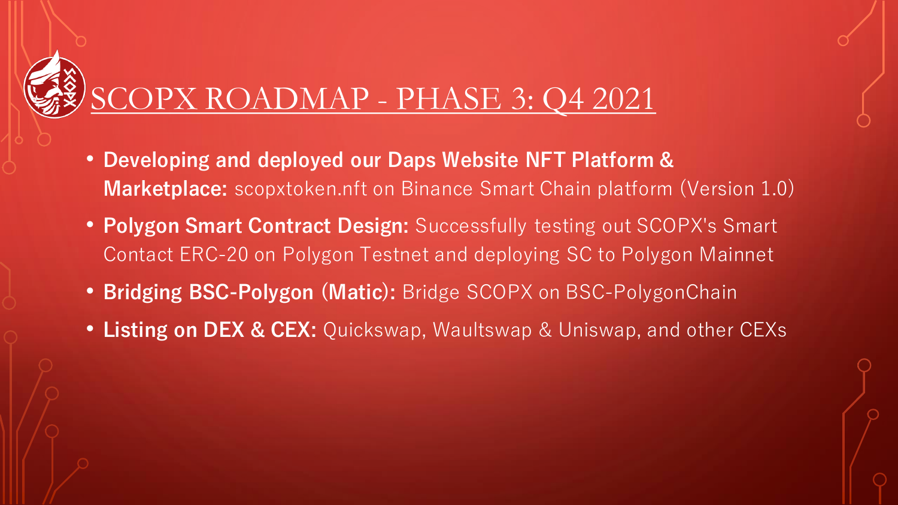# SCOPX ROADMAP - PHASE 3: Q4 2021

- **Developing and deployed our Daps Website NFT Platform & Marketplace:** scopxtoken.nft on Binance Smart Chain platform (Version 1.0)
- **Polygon Smart Contract Design:** Successfully testing out SCOPX's Smart Contact ERC-20 on Polygon Testnet and deploying SC to Polygon Mainnet
- **Bridging BSC-Polygon (Matic):** Bridge SCOPX on BSC-PolygonChain
- **Listing on DEX & CEX:** Quickswap, Waultswap & Uniswap, and other CEXs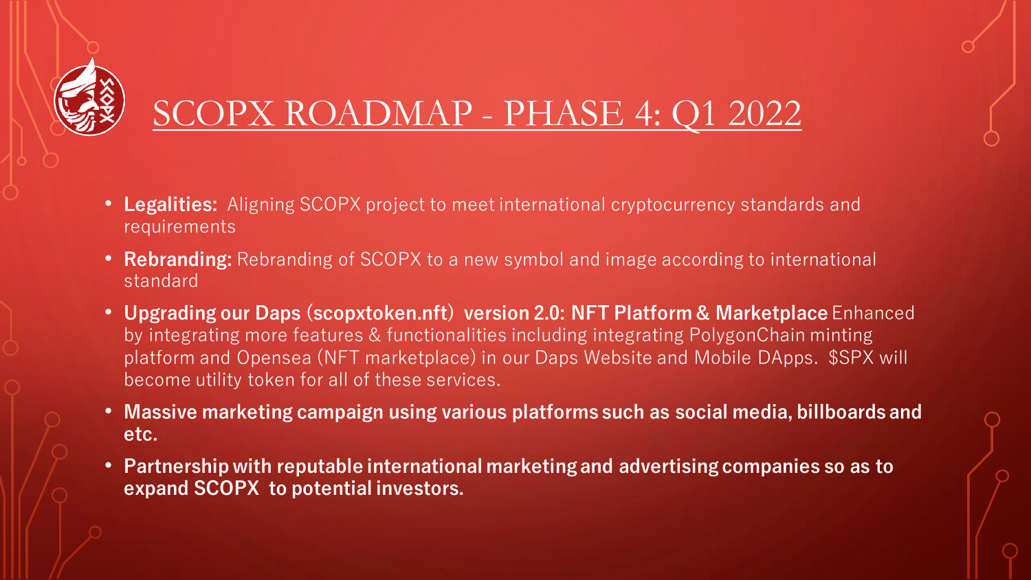# SCOPX ROADMAP - PHASE 4: Q1 2022

- **Legalities:** Aligning SCOPX project to meet international cryptocurrency standards and requirements
- **Rebranding:** Rebranding of SCOPX to a new symbol and image according to international standard
- **Upgrading our Daps (scopxtoken.nft) version 2.0: NFT Platform & Marketplace** Enhanced by integrating more features & functionalities including integrating PolygonChain minting platform and Opensea (NFT marketplace) in our Daps Website and Mobile DApps. $SPX will become utility token for all of these services.
- **Massive marketing campaign using various platforms such as social media, billboards and etc.**
- **Partnership with reputable international marketing and advertising companies so as to expand SCOPX to potential investors.**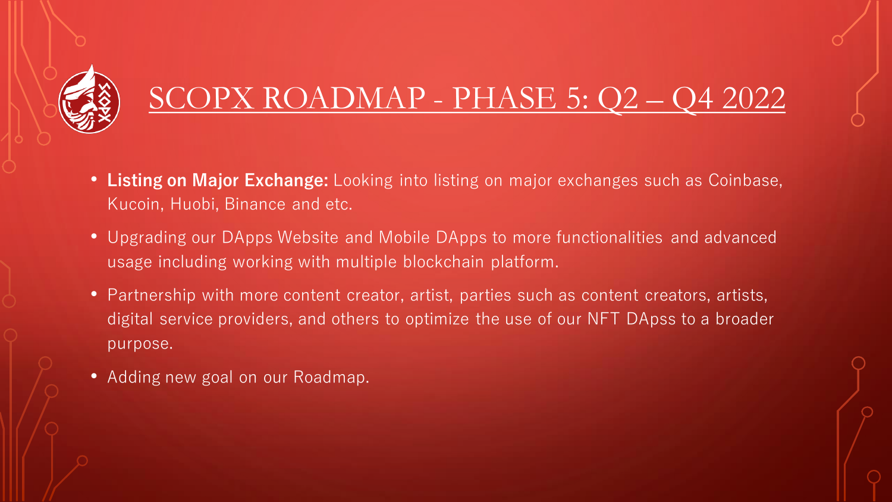# SCOPX ROADMAP - PHASE 5: Q2 – Q4 2022

- **Listing on Major Exchange:** Looking into listing on major exchanges such as Coinbase, Kucoin, Huobi, Binance and etc.
- Upgrading our DApps Website and Mobile DApps to more functionalities and advanced usage including working with multiple blockchain platform.
- Partnership with more content creator, artist, parties such as content creators, artists, digital service providers, and others to optimize the use of our NFT DApss to a broader purpose.
- Adding new goal on our Roadmap.